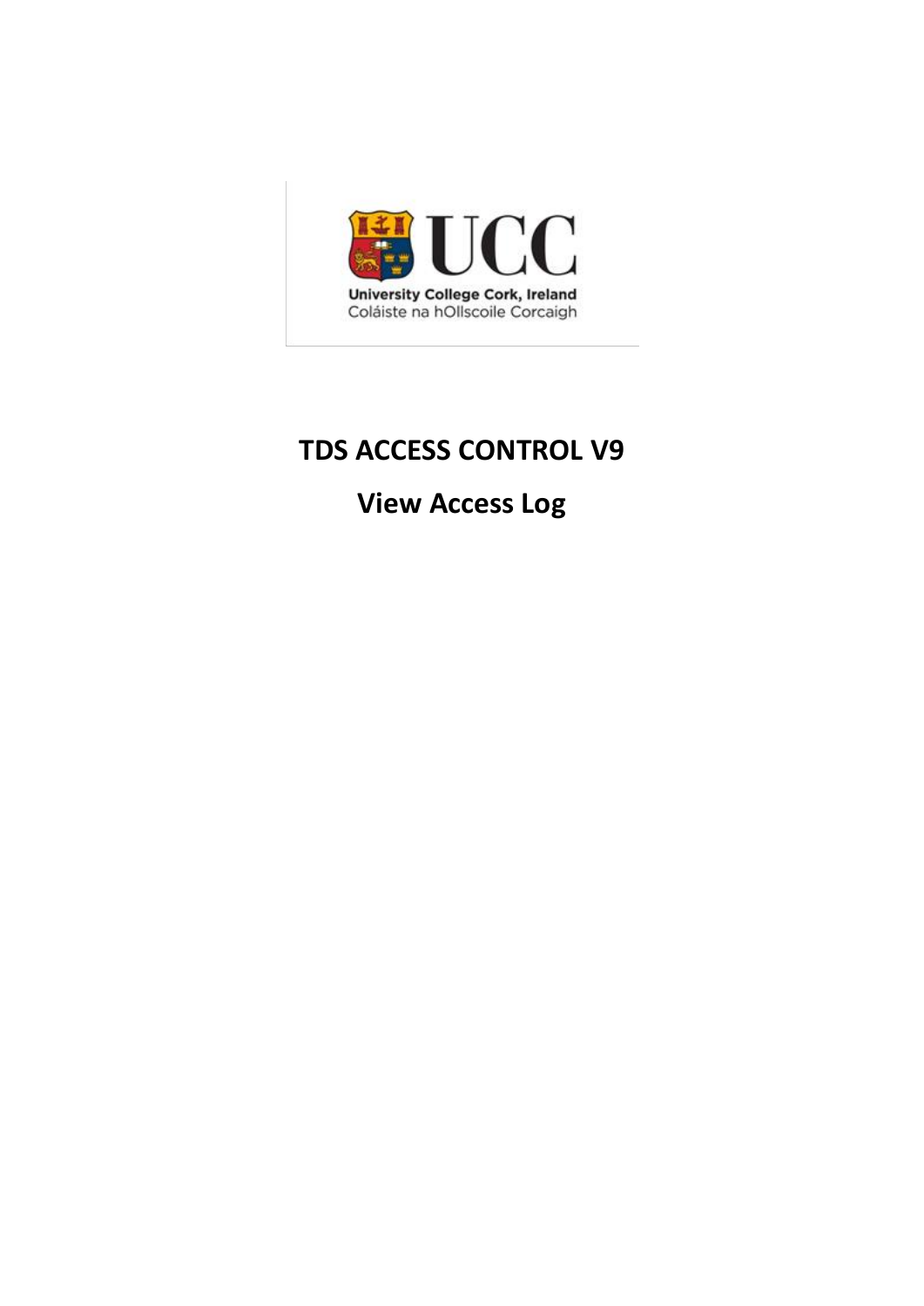UCC

University College Cork, Ireland
Coláiste na hOllscoile Corcaigh

# TDS ACCESS CONTROL V9

## View Access Log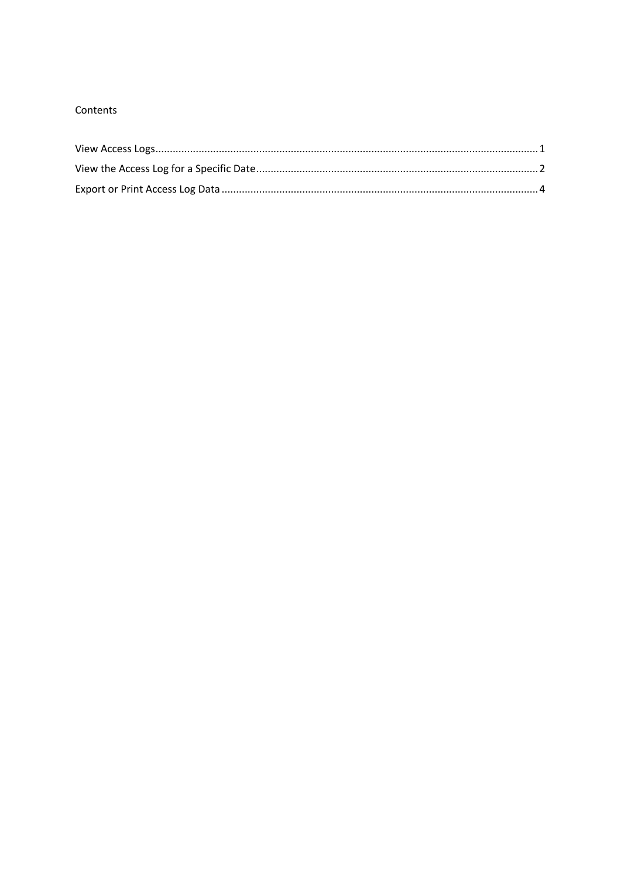Contents

View Access Logs .................................................................................................................................... 1

View the Access Log for a Specific Date ................................................................................................ 2

Export or Print Access Log Data ............................................................................................................ 4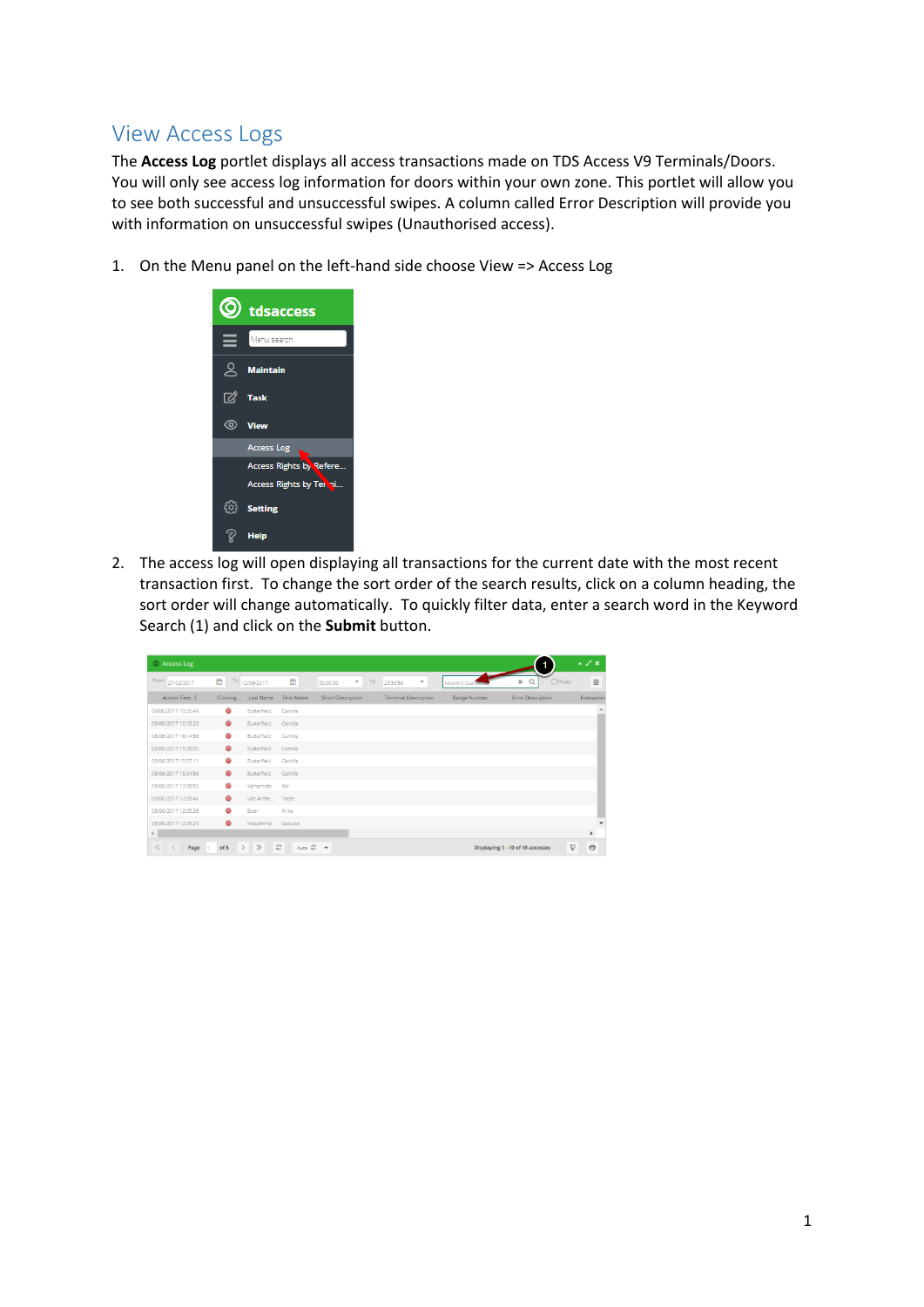## View Access Logs

The **Access Log** portlet displays all access transactions made on TDS Access V9 Terminals/Doors. You will only see access log information for doors within your own zone. This portlet will allow you to see both successful and unsuccessful swipes. A column called Error Description will provide you with information on unsuccessful swipes (Unauthorised access).

1. On the Menu panel on the left-hand side choose View => Access Log

2. The access log will open displaying all transactions for the current date with the most recent transaction first. To change the sort order of the search results, click on a column heading, the sort order will change automatically. To quickly filter data, enter a search word in the Keyword Search (1) and click on the **Submit** button.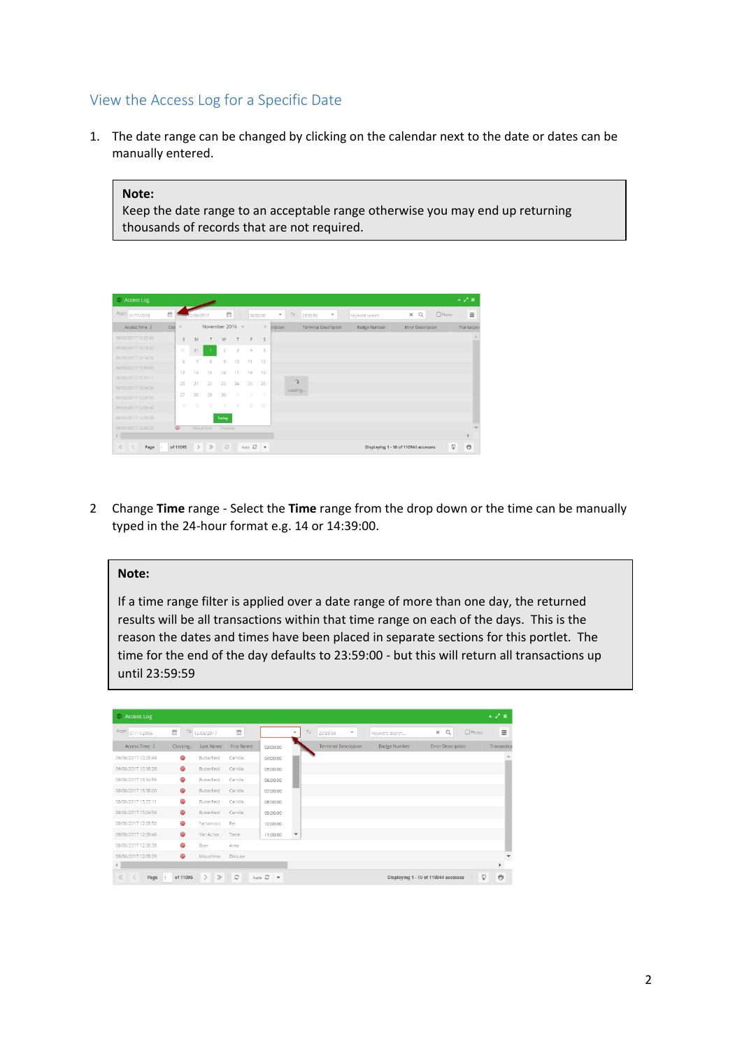## View the Access Log for a Specific Date

1. The date range can be changed by clicking on the calendar next to the date or dates can be manually entered.

> **Note:**
> Keep the date range to an acceptable range otherwise you may end up returning thousands of records that are not required.

2. Change **Time** range - Select the **Time** range from the drop down or the time can be manually typed in the 24-hour format e.g. 14 or 14:39:00.

> **Note:**
>
> If a time range filter is applied over a date range of more than one day, the returned results will be all transactions within that time range on each of the days. This is the reason the dates and times have been placed in separate sections for this portlet. The time for the end of the day defaults to 23:59:00 - but this will return all transactions up until 23:59:59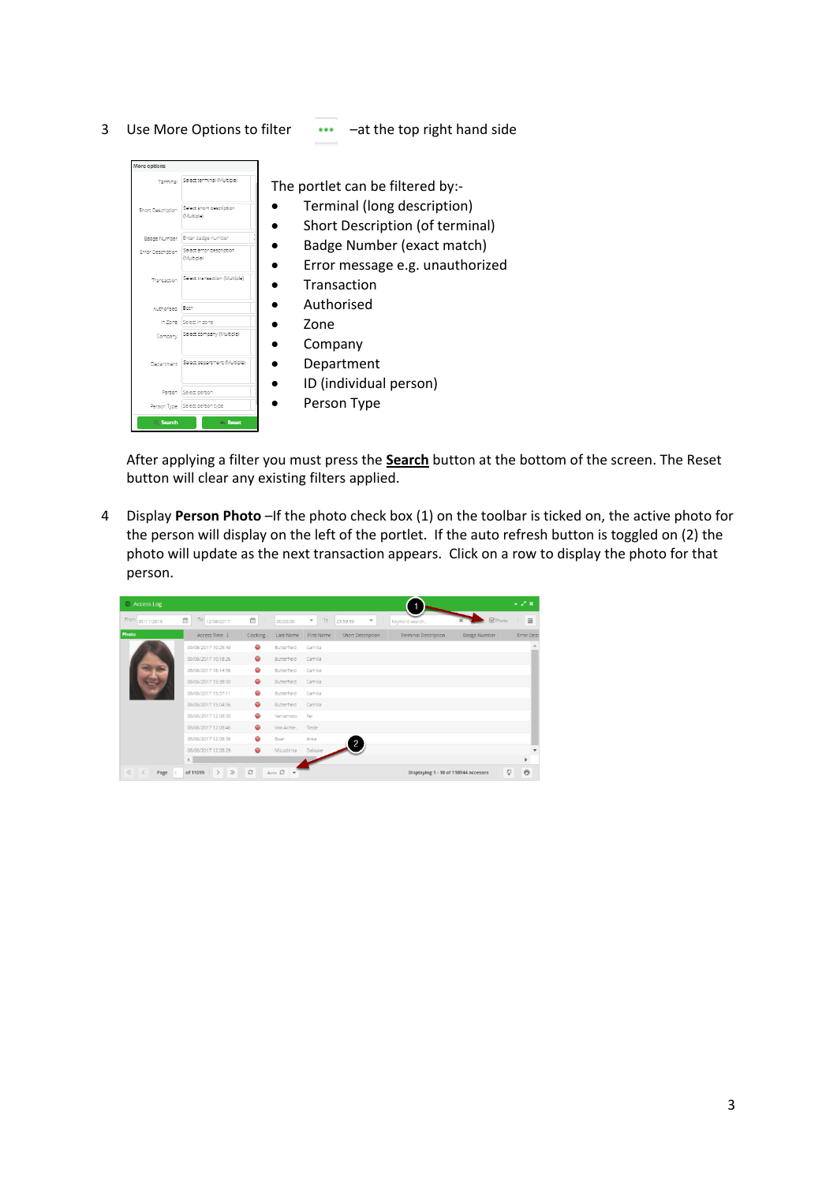3 Use More Options to filter –at the top right hand side

The portlet can be filtered by:-

- Terminal (long description)
- Short Description (of terminal)
- Badge Number (exact match)
- Error message e.g. unauthorized
- Transaction
- Authorised
- Zone
- Company
- Department
- ID (individual person)
- Person Type

After applying a filter you must press the **Search** button at the bottom of the screen. The Reset button will clear any existing filters applied.

4 Display **Person Photo** –If the photo check box (1) on the toolbar is ticked on, the active photo for the person will display on the left of the portlet. If the auto refresh button is toggled on (2) the photo will update as the next transaction appears. Click on a row to display the photo for that person.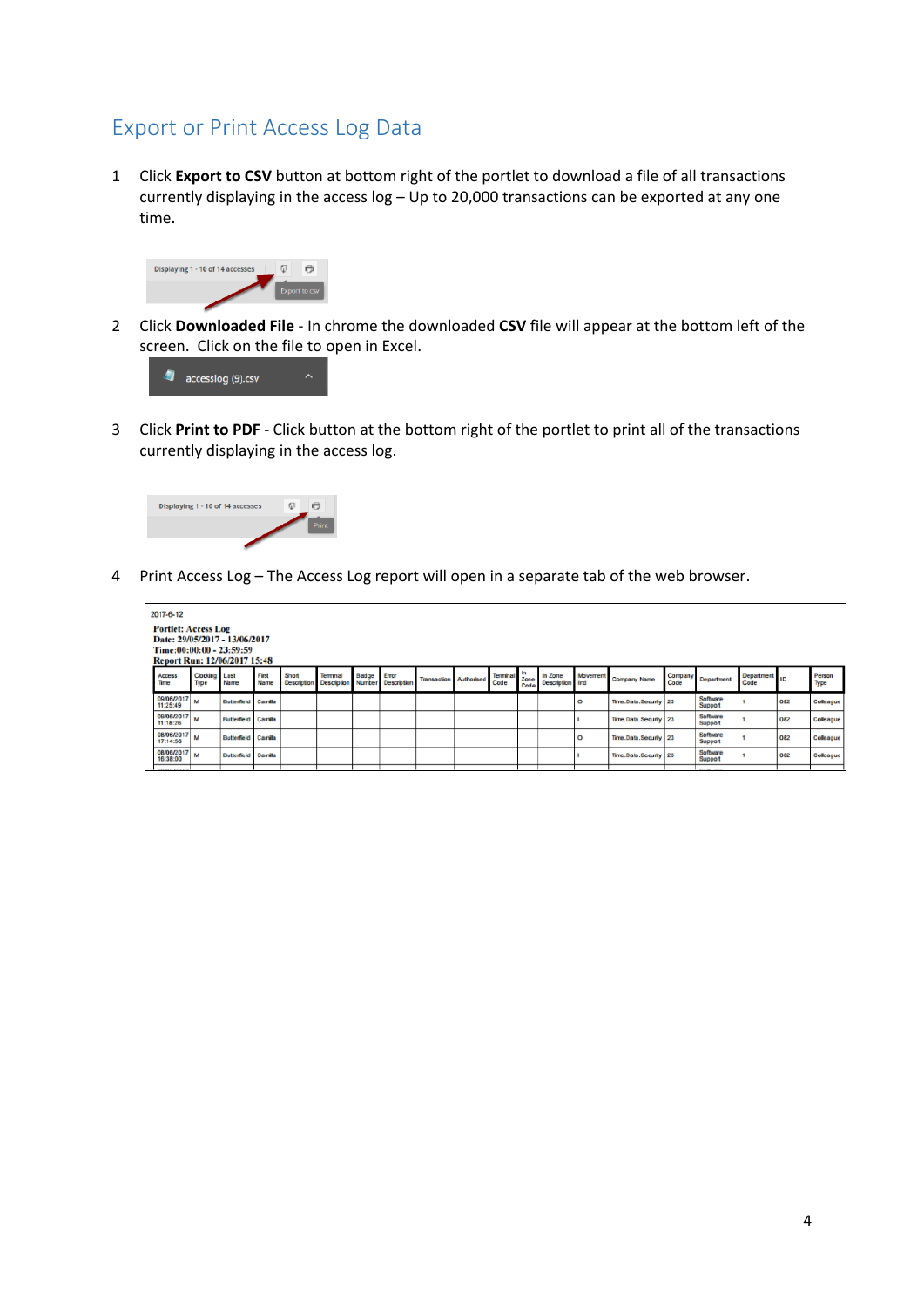## Export or Print Access Log Data

1. Click **Export to CSV** button at bottom right of the portlet to download a file of all transactions currently displaying in the access log – Up to 20,000 transactions can be exported at any one time.

2. Click **Downloaded File** - In chrome the downloaded **CSV** file will appear at the bottom left of the screen. Click on the file to open in Excel.

3. Click **Print to PDF** - Click button at the bottom right of the portlet to print all of the transactions currently displaying in the access log.

4. Print Access Log – The Access Log report will open in a separate tab of the web browser.